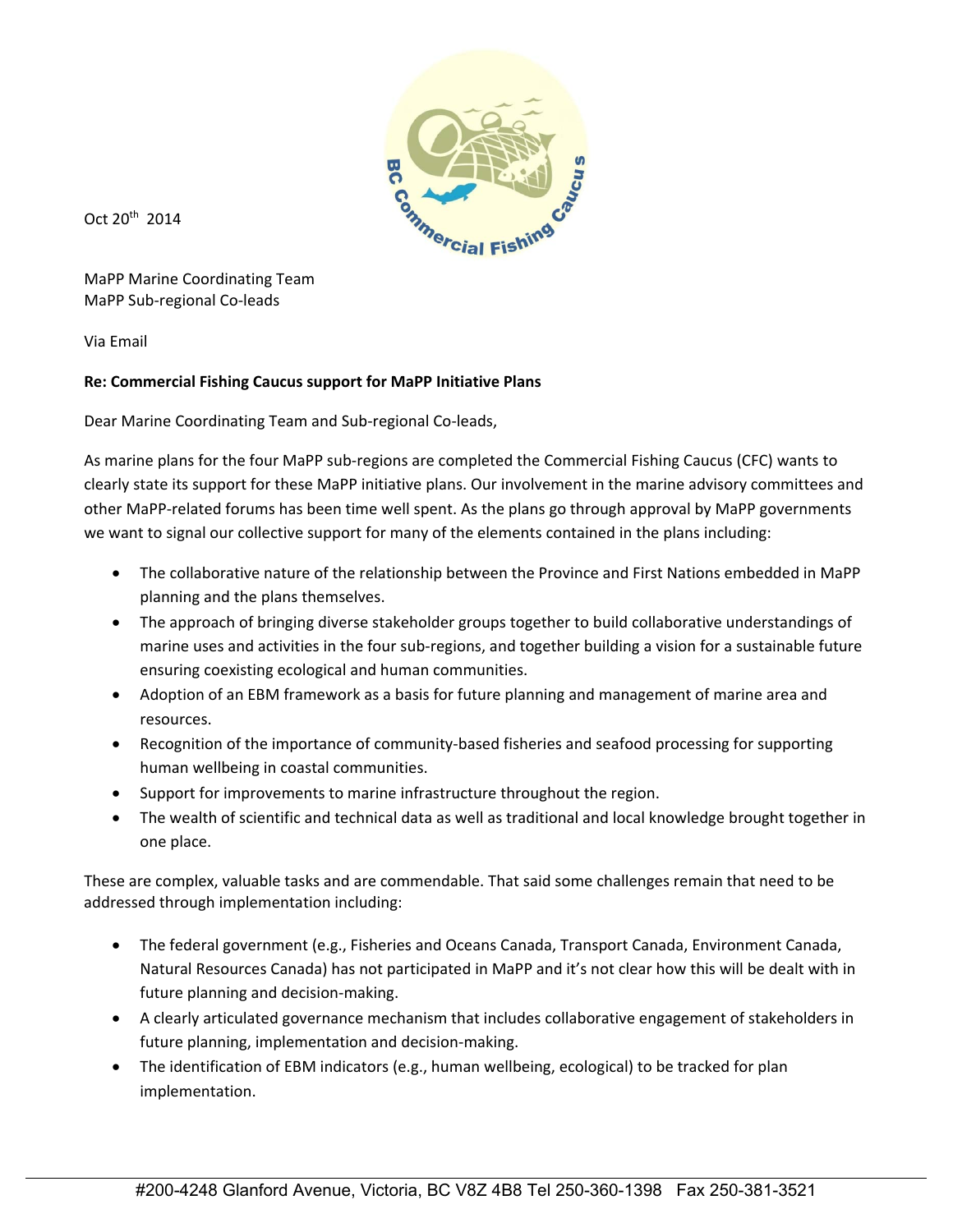Oct 20th 2014

MaPP Marine Coordinating Team
MaPP Sub-regional Co-leads

Via Email

**Re: Commercial Fishing Caucus support for MaPP Initiative Plans**

Dear Marine Coordinating Team and Sub-regional Co-leads,

As marine plans for the four MaPP sub-regions are completed the Commercial Fishing Caucus (CFC) wants to clearly state its support for these MaPP initiative plans. Our involvement in the marine advisory committees and other MaPP-related forums has been time well spent. As the plans go through approval by MaPP governments we want to signal our collective support for many of the elements contained in the plans including:

- The collaborative nature of the relationship between the Province and First Nations embedded in MaPP planning and the plans themselves.
- The approach of bringing diverse stakeholder groups together to build collaborative understandings of marine uses and activities in the four sub-regions, and together building a vision for a sustainable future ensuring coexisting ecological and human communities.
- Adoption of an EBM framework as a basis for future planning and management of marine area and resources.
- Recognition of the importance of community-based fisheries and seafood processing for supporting human wellbeing in coastal communities.
- Support for improvements to marine infrastructure throughout the region.
- The wealth of scientific and technical data as well as traditional and local knowledge brought together in one place.

These are complex, valuable tasks and are commendable. That said some challenges remain that need to be addressed through implementation including:

- The federal government (e.g., Fisheries and Oceans Canada, Transport Canada, Environment Canada, Natural Resources Canada) has not participated in MaPP and it's not clear how this will be dealt with in future planning and decision-making.
- A clearly articulated governance mechanism that includes collaborative engagement of stakeholders in future planning, implementation and decision-making.
- The identification of EBM indicators (e.g., human wellbeing, ecological) to be tracked for plan implementation.

#200-4248 Glanford Avenue, Victoria, BC V8Z 4B8 Tel 250-360-1398 Fax 250-381-3521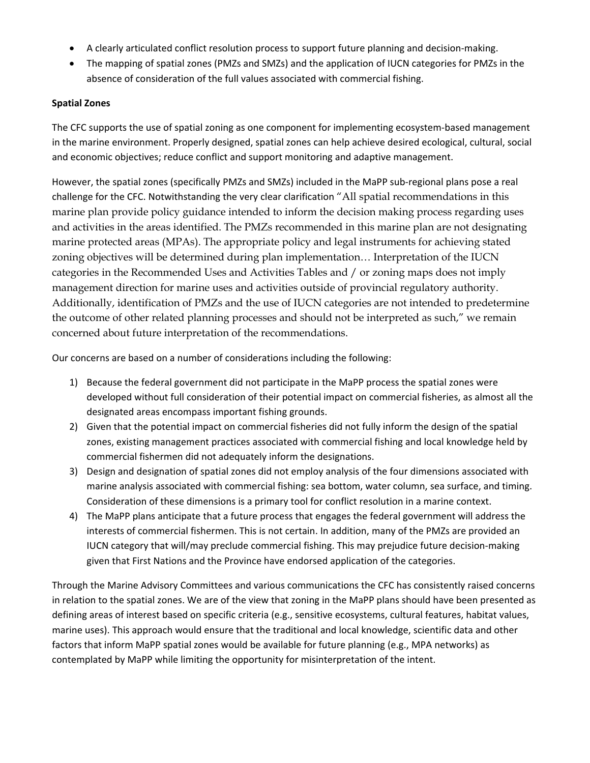- A clearly articulated conflict resolution process to support future planning and decision-making.
- The mapping of spatial zones (PMZs and SMZs) and the application of IUCN categories for PMZs in the absence of consideration of the full values associated with commercial fishing.

**Spatial Zones**

The CFC supports the use of spatial zoning as one component for implementing ecosystem-based management in the marine environment. Properly designed, spatial zones can help achieve desired ecological, cultural, social and economic objectives; reduce conflict and support monitoring and adaptive management.

However, the spatial zones (specifically PMZs and SMZs) included in the MaPP sub-regional plans pose a real challenge for the CFC. Notwithstanding the very clear clarification "All spatial recommendations in this marine plan provide policy guidance intended to inform the decision making process regarding uses and activities in the areas identified. The PMZs recommended in this marine plan are not designating marine protected areas (MPAs). The appropriate policy and legal instruments for achieving stated zoning objectives will be determined during plan implementation… Interpretation of the IUCN categories in the Recommended Uses and Activities Tables and / or zoning maps does not imply management direction for marine uses and activities outside of provincial regulatory authority. Additionally, identification of PMZs and the use of IUCN categories are not intended to predetermine the outcome of other related planning processes and should not be interpreted as such," we remain concerned about future interpretation of the recommendations.

Our concerns are based on a number of considerations including the following:

1) Because the federal government did not participate in the MaPP process the spatial zones were developed without full consideration of their potential impact on commercial fisheries, as almost all the designated areas encompass important fishing grounds.
2) Given that the potential impact on commercial fisheries did not fully inform the design of the spatial zones, existing management practices associated with commercial fishing and local knowledge held by commercial fishermen did not adequately inform the designations.
3) Design and designation of spatial zones did not employ analysis of the four dimensions associated with marine analysis associated with commercial fishing: sea bottom, water column, sea surface, and timing. Consideration of these dimensions is a primary tool for conflict resolution in a marine context.
4) The MaPP plans anticipate that a future process that engages the federal government will address the interests of commercial fishermen. This is not certain. In addition, many of the PMZs are provided an IUCN category that will/may preclude commercial fishing. This may prejudice future decision-making given that First Nations and the Province have endorsed application of the categories.

Through the Marine Advisory Committees and various communications the CFC has consistently raised concerns in relation to the spatial zones. We are of the view that zoning in the MaPP plans should have been presented as defining areas of interest based on specific criteria (e.g., sensitive ecosystems, cultural features, habitat values, marine uses). This approach would ensure that the traditional and local knowledge, scientific data and other factors that inform MaPP spatial zones would be available for future planning (e.g., MPA networks) as contemplated by MaPP while limiting the opportunity for misinterpretation of the intent.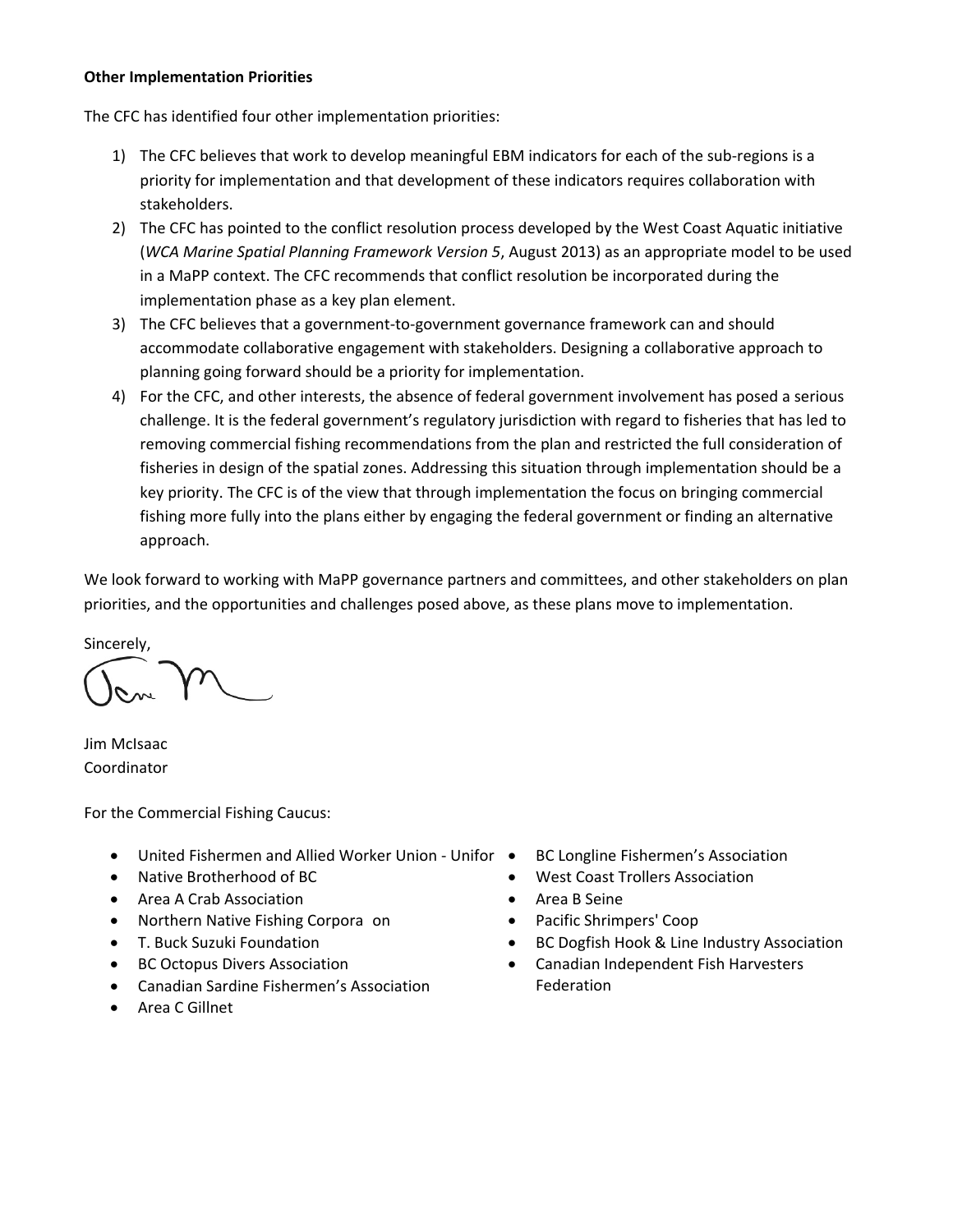**Other Implementation Priorities**

The CFC has identified four other implementation priorities:

1) The CFC believes that work to develop meaningful EBM indicators for each of the sub-regions is a priority for implementation and that development of these indicators requires collaboration with stakeholders.
2) The CFC has pointed to the conflict resolution process developed by the West Coast Aquatic initiative (*WCA Marine Spatial Planning Framework Version 5*, August 2013) as an appropriate model to be used in a MaPP context. The CFC recommends that conflict resolution be incorporated during the implementation phase as a key plan element.
3) The CFC believes that a government-to-government governance framework can and should accommodate collaborative engagement with stakeholders. Designing a collaborative approach to planning going forward should be a priority for implementation.
4) For the CFC, and other interests, the absence of federal government involvement has posed a serious challenge. It is the federal government's regulatory jurisdiction with regard to fisheries that has led to removing commercial fishing recommendations from the plan and restricted the full consideration of fisheries in design of the spatial zones. Addressing this situation through implementation should be a key priority. The CFC is of the view that through implementation the focus on bringing commercial fishing more fully into the plans either by engaging the federal government or finding an alternative approach.

We look forward to working with MaPP governance partners and committees, and other stakeholders on plan priorities, and the opportunities and challenges posed above, as these plans move to implementation.

Sincerely,

Jim McIsaac
Coordinator

For the Commercial Fishing Caucus:

- United Fishermen and Allied Worker Union - Unifor
- Native Brotherhood of BC
- Area A Crab Association
- Northern Native Fishing Corpora on
- T. Buck Suzuki Foundation
- BC Octopus Divers Association
- Canadian Sardine Fishermen's Association
- Area C Gillnet
- BC Longline Fishermen's Association
- West Coast Trollers Association
- Area B Seine
- Pacific Shrimpers' Coop
- BC Dogfish Hook & Line Industry Association
- Canadian Independent Fish Harvesters Federation